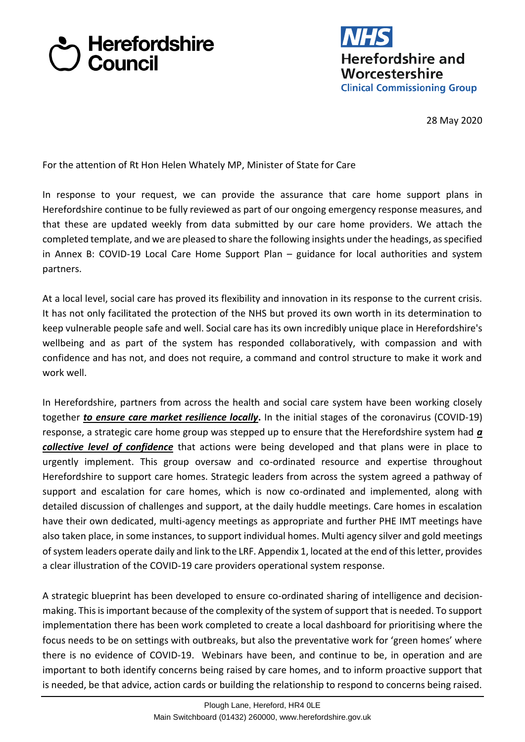Herefordshire Council

NHS Herefordshire and Worcestershire Clinical Commissioning Group

28 May 2020

For the attention of Rt Hon Helen Whately MP, Minister of State for Care

In response to your request, we can provide the assurance that care home support plans in Herefordshire continue to be fully reviewed as part of our ongoing emergency response measures, and that these are updated weekly from data submitted by our care home providers. We attach the completed template, and we are pleased to share the following insights under the headings, as specified in Annex B: COVID-19 Local Care Home Support Plan – guidance for local authorities and system partners.

At a local level, social care has proved its flexibility and innovation in its response to the current crisis. It has not only facilitated the protection of the NHS but proved its own worth in its determination to keep vulnerable people safe and well. Social care has its own incredibly unique place in Herefordshire's wellbeing and as part of the system has responded collaboratively, with compassion and with confidence and has not, and does not require, a command and control structure to make it work and work well.

In Herefordshire, partners from across the health and social care system have been working closely together ***to ensure care market resilience locally*****.** In the initial stages of the coronavirus (COVID-19) response, a strategic care home group was stepped up to ensure that the Herefordshire system had ***a collective level of confidence*** that actions were being developed and that plans were in place to urgently implement. This group oversaw and co-ordinated resource and expertise throughout Herefordshire to support care homes. Strategic leaders from across the system agreed a pathway of support and escalation for care homes, which is now co-ordinated and implemented, along with detailed discussion of challenges and support, at the daily huddle meetings. Care homes in escalation have their own dedicated, multi-agency meetings as appropriate and further PHE IMT meetings have also taken place, in some instances, to support individual homes. Multi agency silver and gold meetings of system leaders operate daily and link to the LRF. Appendix 1, located at the end of this letter, provides a clear illustration of the COVID-19 care providers operational system response.

A strategic blueprint has been developed to ensure co-ordinated sharing of intelligence and decision-making. This is important because of the complexity of the system of support that is needed. To support implementation there has been work completed to create a local dashboard for prioritising where the focus needs to be on settings with outbreaks, but also the preventative work for 'green homes' where there is no evidence of COVID-19. Webinars have been, and continue to be, in operation and are important to both identify concerns being raised by care homes, and to inform proactive support that is needed, be that advice, action cards or building the relationship to respond to concerns being raised.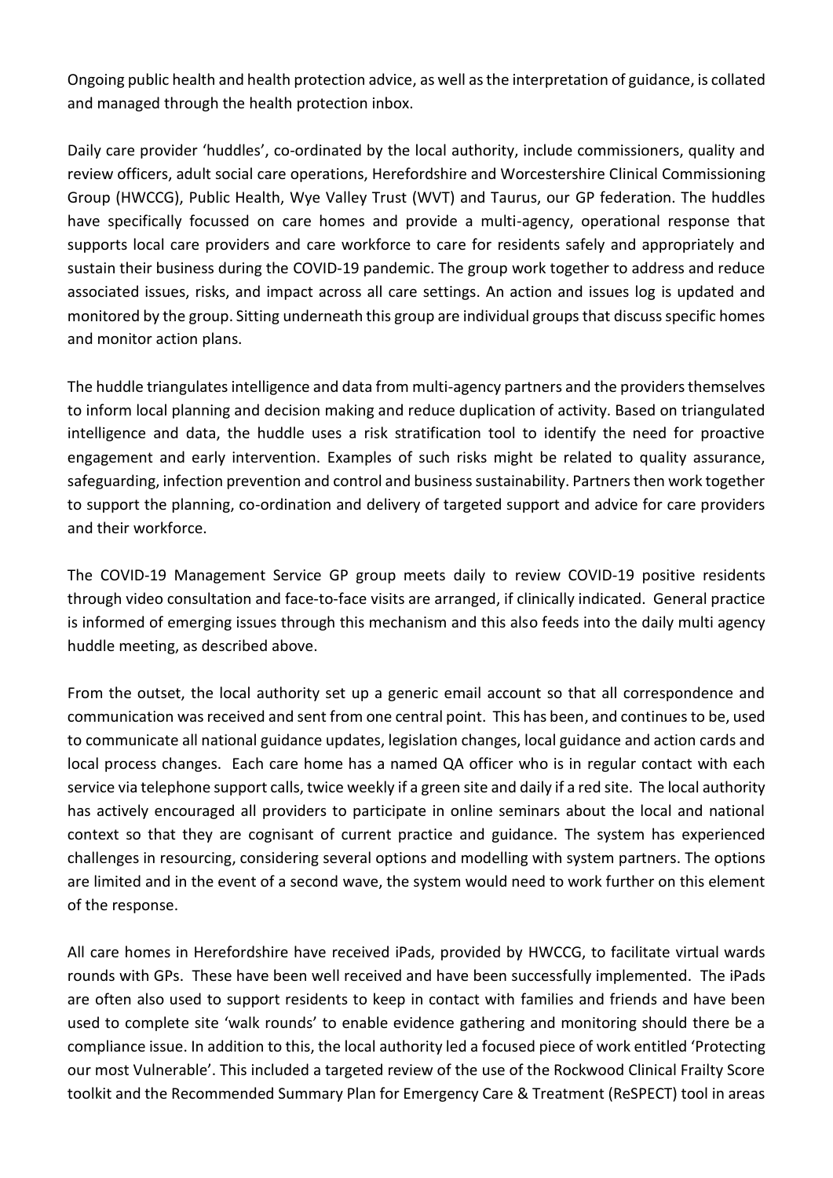Ongoing public health and health protection advice, as well as the interpretation of guidance, is collated and managed through the health protection inbox.

Daily care provider 'huddles', co-ordinated by the local authority, include commissioners, quality and review officers, adult social care operations, Herefordshire and Worcestershire Clinical Commissioning Group (HWCCG), Public Health, Wye Valley Trust (WVT) and Taurus, our GP federation. The huddles have specifically focussed on care homes and provide a multi-agency, operational response that supports local care providers and care workforce to care for residents safely and appropriately and sustain their business during the COVID-19 pandemic. The group work together to address and reduce associated issues, risks, and impact across all care settings. An action and issues log is updated and monitored by the group. Sitting underneath this group are individual groups that discuss specific homes and monitor action plans.

The huddle triangulates intelligence and data from multi-agency partners and the providers themselves to inform local planning and decision making and reduce duplication of activity. Based on triangulated intelligence and data, the huddle uses a risk stratification tool to identify the need for proactive engagement and early intervention. Examples of such risks might be related to quality assurance, safeguarding, infection prevention and control and business sustainability. Partners then work together to support the planning, co-ordination and delivery of targeted support and advice for care providers and their workforce.

The COVID-19 Management Service GP group meets daily to review COVID-19 positive residents through video consultation and face-to-face visits are arranged, if clinically indicated. General practice is informed of emerging issues through this mechanism and this also feeds into the daily multi agency huddle meeting, as described above.

From the outset, the local authority set up a generic email account so that all correspondence and communication was received and sent from one central point. This has been, and continues to be, used to communicate all national guidance updates, legislation changes, local guidance and action cards and local process changes. Each care home has a named QA officer who is in regular contact with each service via telephone support calls, twice weekly if a green site and daily if a red site. The local authority has actively encouraged all providers to participate in online seminars about the local and national context so that they are cognisant of current practice and guidance. The system has experienced challenges in resourcing, considering several options and modelling with system partners. The options are limited and in the event of a second wave, the system would need to work further on this element of the response.

All care homes in Herefordshire have received iPads, provided by HWCCG, to facilitate virtual wards rounds with GPs. These have been well received and have been successfully implemented. The iPads are often also used to support residents to keep in contact with families and friends and have been used to complete site 'walk rounds' to enable evidence gathering and monitoring should there be a compliance issue. In addition to this, the local authority led a focused piece of work entitled 'Protecting our most Vulnerable'. This included a targeted review of the use of the Rockwood Clinical Frailty Score toolkit and the Recommended Summary Plan for Emergency Care & Treatment (ReSPECT) tool in areas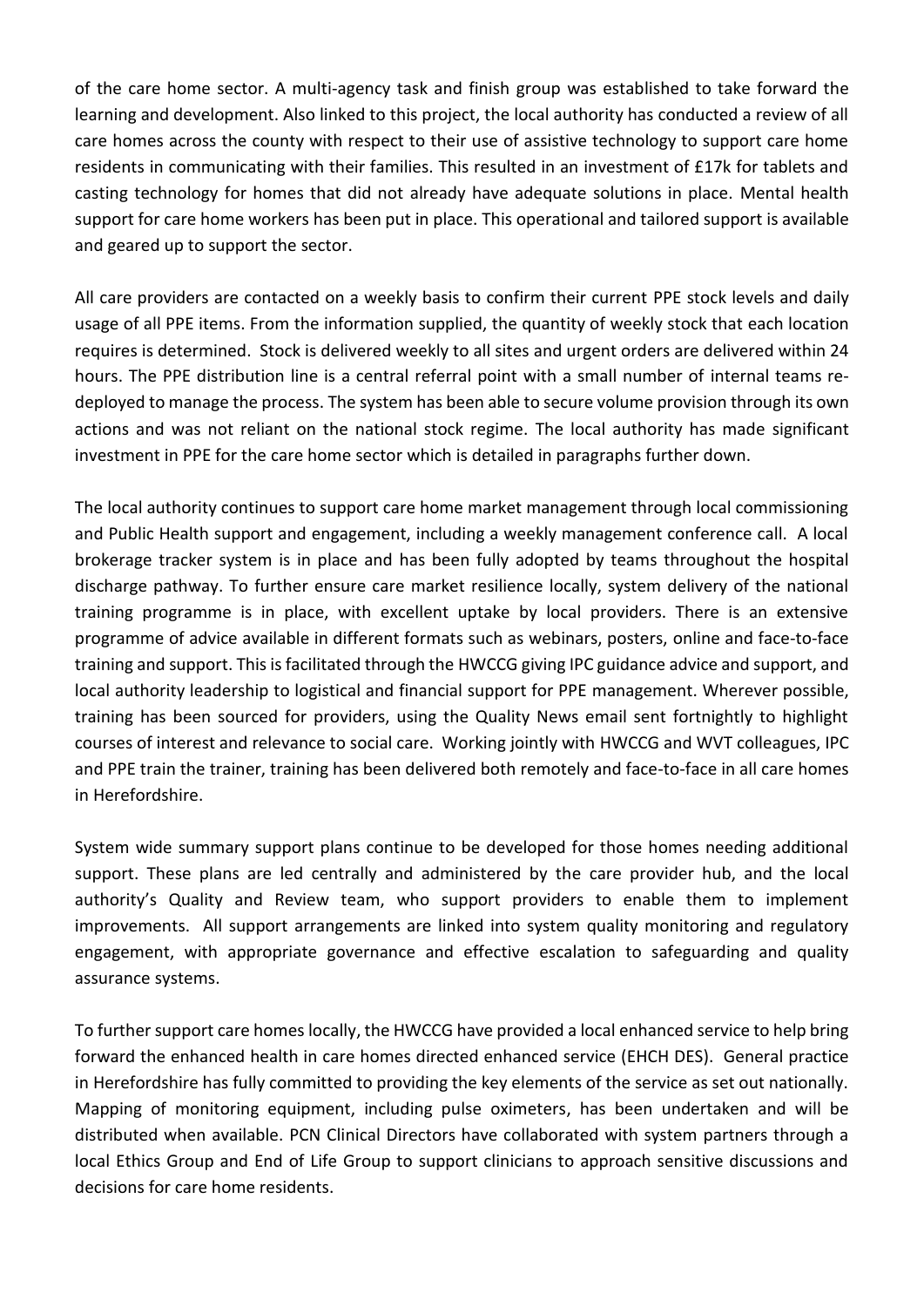of the care home sector. A multi-agency task and finish group was established to take forward the learning and development. Also linked to this project, the local authority has conducted a review of all care homes across the county with respect to their use of assistive technology to support care home residents in communicating with their families. This resulted in an investment of £17k for tablets and casting technology for homes that did not already have adequate solutions in place. Mental health support for care home workers has been put in place. This operational and tailored support is available and geared up to support the sector.

All care providers are contacted on a weekly basis to confirm their current PPE stock levels and daily usage of all PPE items. From the information supplied, the quantity of weekly stock that each location requires is determined. Stock is delivered weekly to all sites and urgent orders are delivered within 24 hours. The PPE distribution line is a central referral point with a small number of internal teams re-deployed to manage the process. The system has been able to secure volume provision through its own actions and was not reliant on the national stock regime. The local authority has made significant investment in PPE for the care home sector which is detailed in paragraphs further down.

The local authority continues to support care home market management through local commissioning and Public Health support and engagement, including a weekly management conference call. A local brokerage tracker system is in place and has been fully adopted by teams throughout the hospital discharge pathway. To further ensure care market resilience locally, system delivery of the national training programme is in place, with excellent uptake by local providers. There is an extensive programme of advice available in different formats such as webinars, posters, online and face-to-face training and support. This is facilitated through the HWCCG giving IPC guidance advice and support, and local authority leadership to logistical and financial support for PPE management. Wherever possible, training has been sourced for providers, using the Quality News email sent fortnightly to highlight courses of interest and relevance to social care. Working jointly with HWCCG and WVT colleagues, IPC and PPE train the trainer, training has been delivered both remotely and face-to-face in all care homes in Herefordshire.

System wide summary support plans continue to be developed for those homes needing additional support. These plans are led centrally and administered by the care provider hub, and the local authority's Quality and Review team, who support providers to enable them to implement improvements. All support arrangements are linked into system quality monitoring and regulatory engagement, with appropriate governance and effective escalation to safeguarding and quality assurance systems.

To further support care homes locally, the HWCCG have provided a local enhanced service to help bring forward the enhanced health in care homes directed enhanced service (EHCH DES). General practice in Herefordshire has fully committed to providing the key elements of the service as set out nationally. Mapping of monitoring equipment, including pulse oximeters, has been undertaken and will be distributed when available. PCN Clinical Directors have collaborated with system partners through a local Ethics Group and End of Life Group to support clinicians to approach sensitive discussions and decisions for care home residents.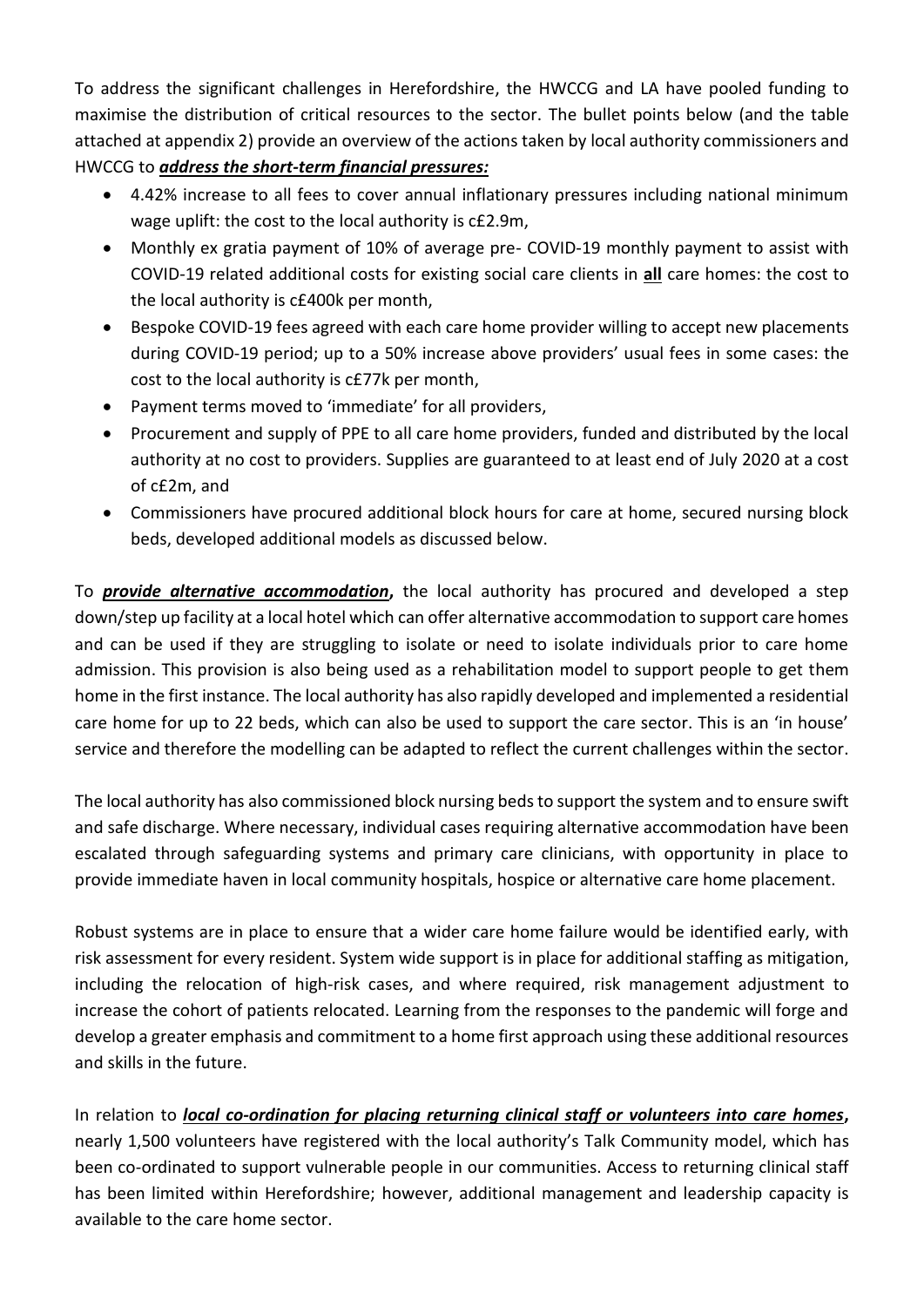To address the significant challenges in Herefordshire, the HWCCG and LA have pooled funding to maximise the distribution of critical resources to the sector. The bullet points below (and the table attached at appendix 2) provide an overview of the actions taken by local authority commissioners and HWCCG to ***address the short-term financial pressures:***

- 4.42% increase to all fees to cover annual inflationary pressures including national minimum wage uplift: the cost to the local authority is c£2.9m,
- Monthly ex gratia payment of 10% of average pre- COVID-19 monthly payment to assist with COVID-19 related additional costs for existing social care clients in **all** care homes: the cost to the local authority is c£400k per month,
- Bespoke COVID-19 fees agreed with each care home provider willing to accept new placements during COVID-19 period; up to a 50% increase above providers' usual fees in some cases: the cost to the local authority is c£77k per month,
- Payment terms moved to 'immediate' for all providers,
- Procurement and supply of PPE to all care home providers, funded and distributed by the local authority at no cost to providers. Supplies are guaranteed to at least end of July 2020 at a cost of c£2m, and
- Commissioners have procured additional block hours for care at home, secured nursing block beds, developed additional models as discussed below.

To ***provide alternative accommodation*****,** the local authority has procured and developed a step down/step up facility at a local hotel which can offer alternative accommodation to support care homes and can be used if they are struggling to isolate or need to isolate individuals prior to care home admission. This provision is also being used as a rehabilitation model to support people to get them home in the first instance. The local authority has also rapidly developed and implemented a residential care home for up to 22 beds, which can also be used to support the care sector. This is an 'in house' service and therefore the modelling can be adapted to reflect the current challenges within the sector.

The local authority has also commissioned block nursing beds to support the system and to ensure swift and safe discharge. Where necessary, individual cases requiring alternative accommodation have been escalated through safeguarding systems and primary care clinicians, with opportunity in place to provide immediate haven in local community hospitals, hospice or alternative care home placement.

Robust systems are in place to ensure that a wider care home failure would be identified early, with risk assessment for every resident. System wide support is in place for additional staffing as mitigation, including the relocation of high-risk cases, and where required, risk management adjustment to increase the cohort of patients relocated. Learning from the responses to the pandemic will forge and develop a greater emphasis and commitment to a home first approach using these additional resources and skills in the future.

In relation to ***local co-ordination for placing returning clinical staff or volunteers into care homes*****,** nearly 1,500 volunteers have registered with the local authority's Talk Community model, which has been co-ordinated to support vulnerable people in our communities. Access to returning clinical staff has been limited within Herefordshire; however, additional management and leadership capacity is available to the care home sector.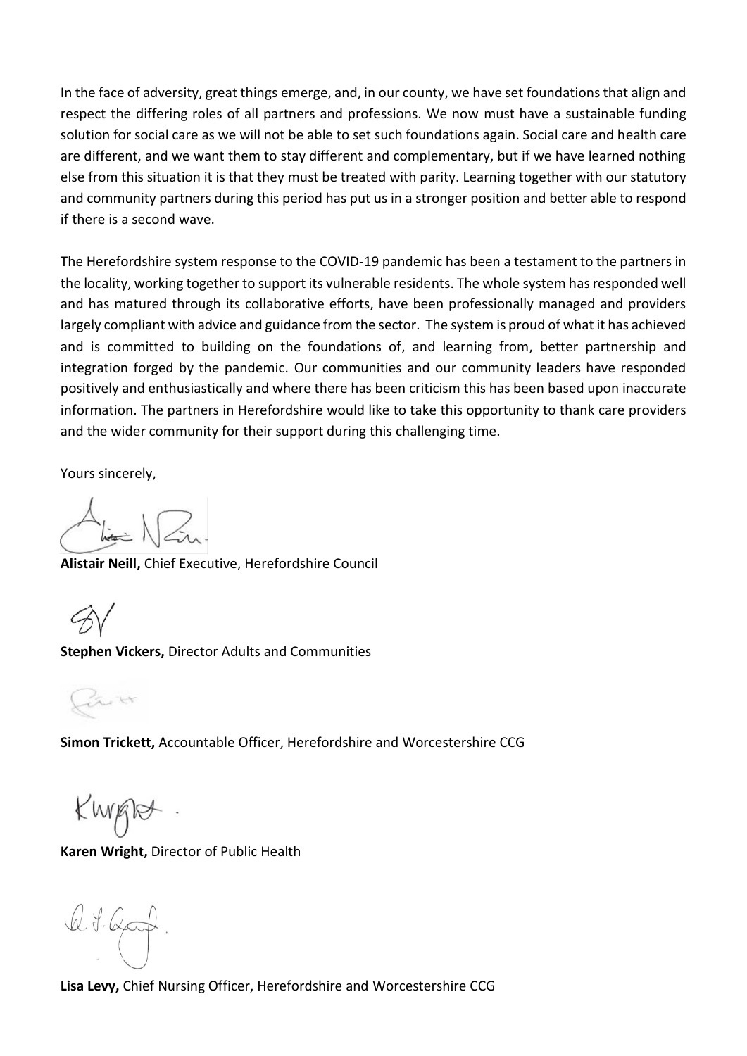In the face of adversity, great things emerge, and, in our county, we have set foundations that align and respect the differing roles of all partners and professions. We now must have a sustainable funding solution for social care as we will not be able to set such foundations again. Social care and health care are different, and we want them to stay different and complementary, but if we have learned nothing else from this situation it is that they must be treated with parity. Learning together with our statutory and community partners during this period has put us in a stronger position and better able to respond if there is a second wave.

The Herefordshire system response to the COVID-19 pandemic has been a testament to the partners in the locality, working together to support its vulnerable residents. The whole system has responded well and has matured through its collaborative efforts, have been professionally managed and providers largely compliant with advice and guidance from the sector. The system is proud of what it has achieved and is committed to building on the foundations of, and learning from, better partnership and integration forged by the pandemic. Our communities and our community leaders have responded positively and enthusiastically and where there has been criticism this has been based upon inaccurate information. The partners in Herefordshire would like to take this opportunity to thank care providers and the wider community for their support during this challenging time.

Yours sincerely,

**Alistair Neill,** Chief Executive, Herefordshire Council

**Stephen Vickers,** Director Adults and Communities

**Simon Trickett,** Accountable Officer, Herefordshire and Worcestershire CCG

**Karen Wright,** Director of Public Health

**Lisa Levy,** Chief Nursing Officer, Herefordshire and Worcestershire CCG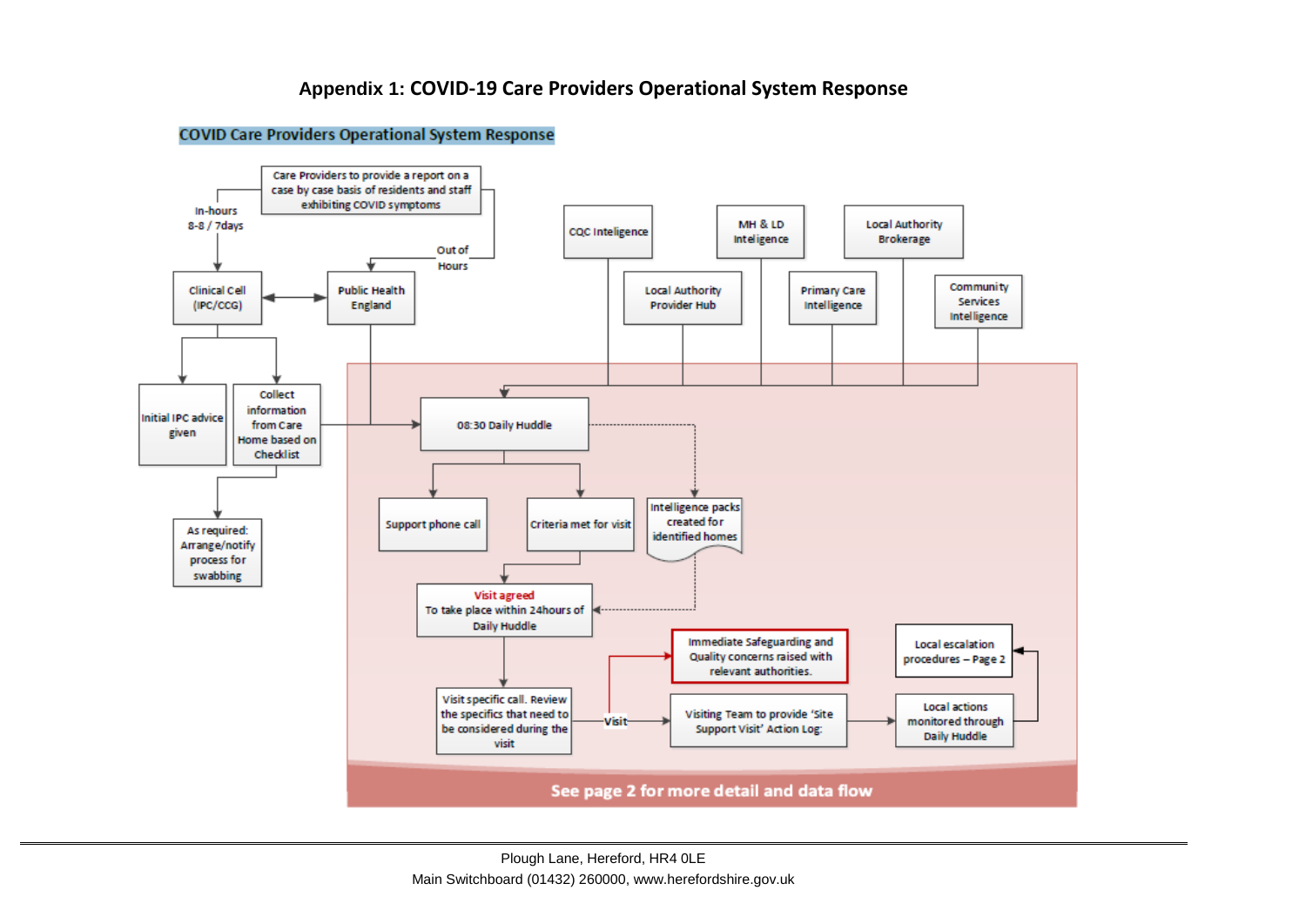## Appendix 1: COVID-19 Care Providers Operational System Response

**COVID Care Providers Operational System Response**

Care Providers to provide a report on a case by case basis of residents and staff exhibiting COVID symptoms

In-hours 8-8 / 7days

Out of Hours

Clinical Cell (IPC/CCG)

Public Health England

Initial IPC advice given

Collect information from Care Home based on Checklist

As required: Arrange/notify process for swabbing

CQC Inteligence

MH & LD Inteligence

Local Authority Brokerage

Local Authority Provider Hub

Primary Care Intelligence

Community Services Intelligence

08:30 Daily Huddle

Support phone call

Criteria met for visit

Intelligence packs created for identified homes

Visit agreed
To take place within 24hours of Daily Huddle

Immediate Safeguarding and Quality concerns raised with relevant authorities.

Local escalation procedures – Page 2

Visit specific call. Review the specifics that need to be considered during the visit

Visit

Visiting Team to provide 'Site Support Visit' Action Log:

Local actions monitored through Daily Huddle

See page 2 for more detail and data flow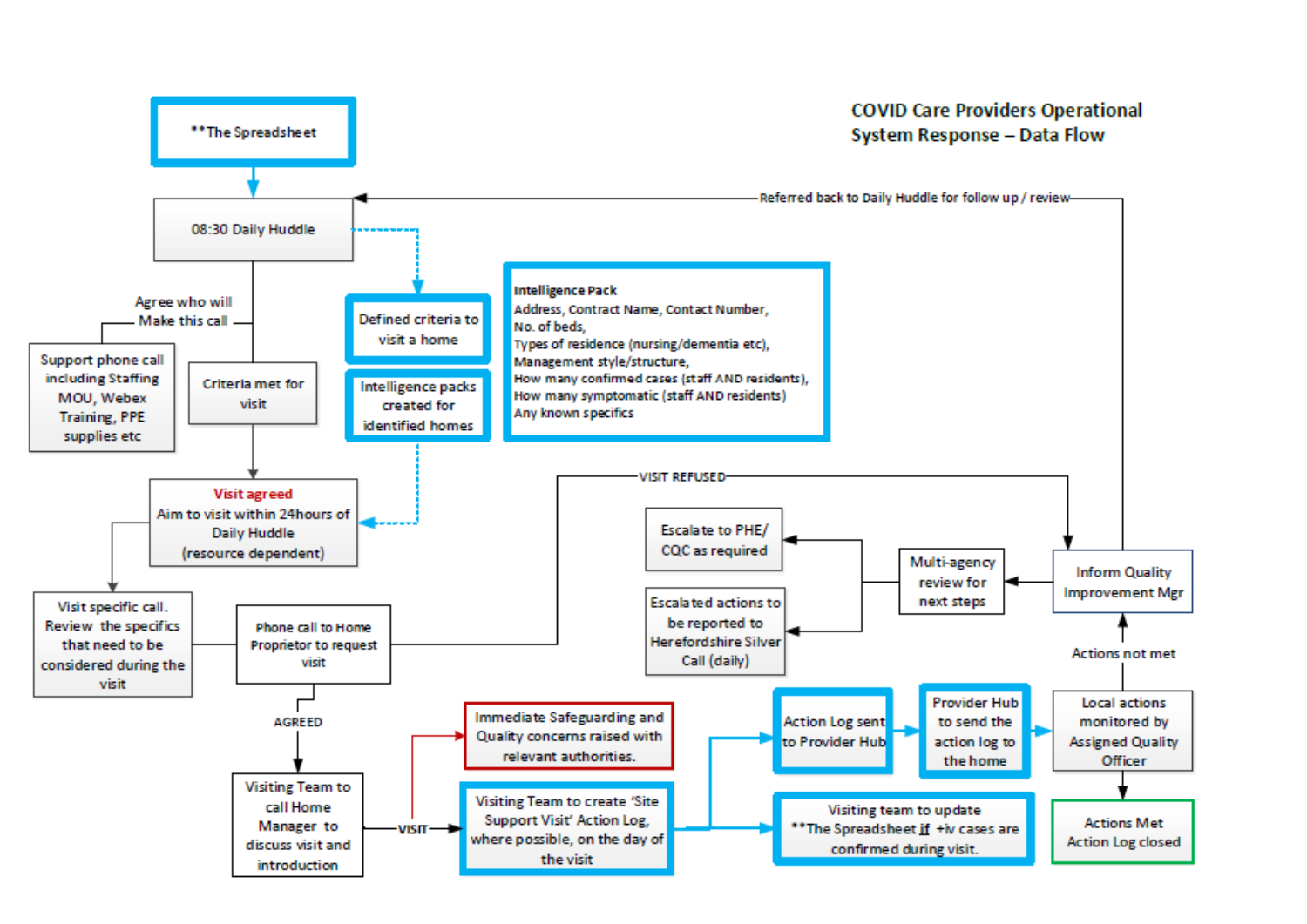## COVID Care Providers Operational System Response – Data Flow

**The Spreadsheet

08:30 Daily Huddle

Referred back to Daily Huddle for follow up / review

Agree who will Make this call

Support phone call including Staffing MOU, Webex Training, PPE supplies etc

Criteria met for visit

Defined criteria to visit a home

Intelligence packs created for identified homes

**Intelligence Pack**
Address, Contract Name, Contact Number,
No. of beds,
Types of residence (nursing/dementia etc),
Management style/structure,
How many confirmed cases (staff AND residents),
How many symptomatic (staff AND residents)
Any known specifics

Visit agreed
Aim to visit within 24hours of Daily Huddle
(resource dependent)

VISIT REFUSED

Escalate to PHE/ CQC as required

Escalated actions to be reported to Herefordshire Silver Call (daily)

Multi-agency review for next steps

Inform Quality Improvement Mgr

Visit specific call. Review the specifics that need to be considered during the visit

Phone call to Home Proprietor to request visit

AGREED

Actions not met

Immediate Safeguarding and Quality concerns raised with relevant authorities.

Action Log sent to Provider Hub

Provider Hub to send the action log to the home

Local actions monitored by Assigned Quality Officer

Visiting Team to call Home Manager to discuss visit and introduction

VISIT

Visiting Team to create 'Site Support Visit' Action Log, where possible, on the day of the visit

Visiting team to update **The Spreadsheet if +iv cases are confirmed during visit.

Actions Met
Action Log closed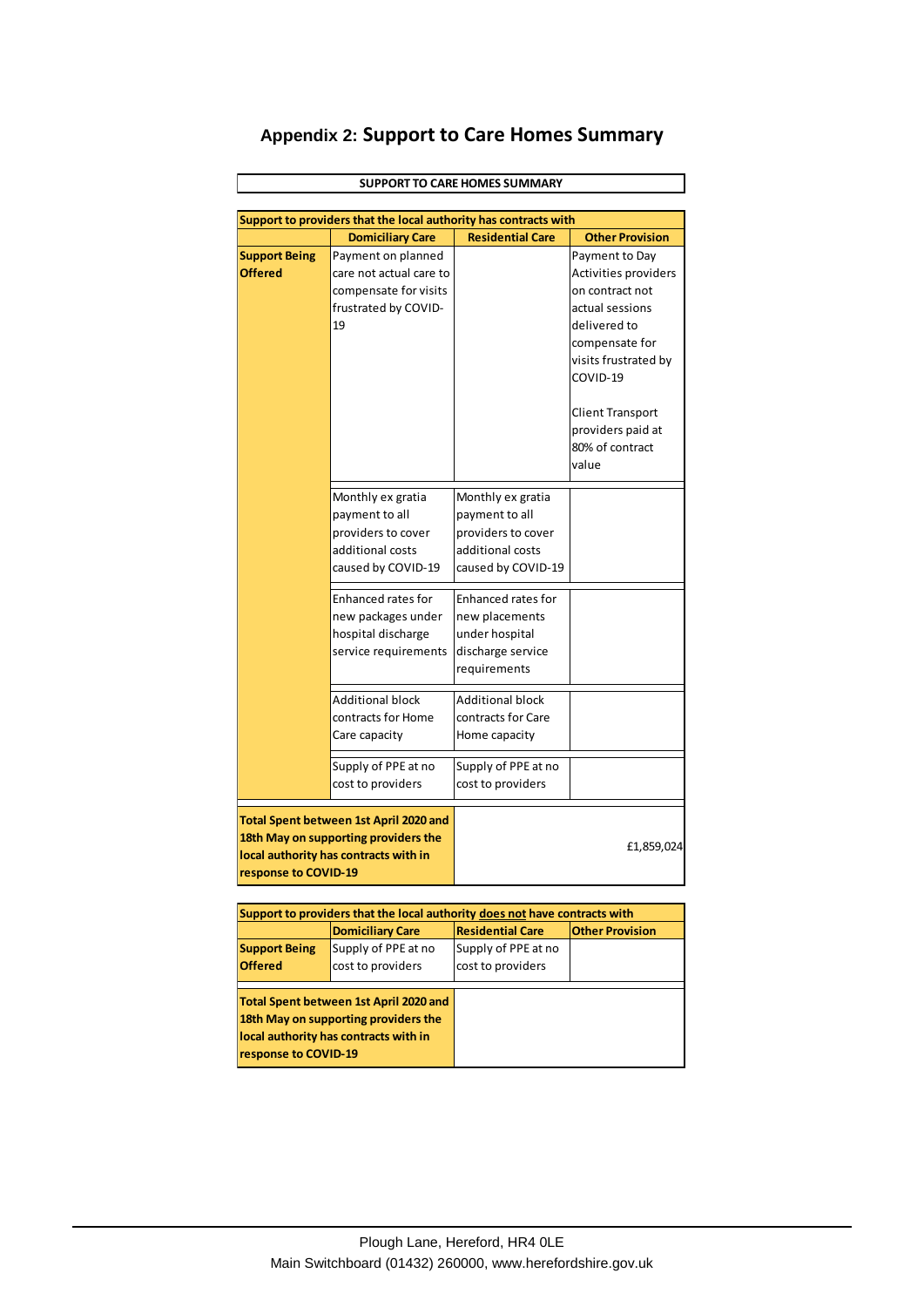## Appendix 2: Support to Care Homes Summary

**SUPPORT TO CARE HOMES SUMMARY**

| **Support to providers that the local authority has contracts with** | | | |
|---|---|---|---|
| | **Domiciliary Care** | **Residential Care** | **Other Provision** |
| **Support Being Offered** | Payment on planned care not actual care to compensate for visits frustrated by COVID-19 | | Payment to Day Activities providers on contract not actual sessions delivered to compensate for visits frustrated by COVID-19<br><br>Client Transport providers paid at 80% of contract value |
| | Monthly ex gratia payment to all providers to cover additional costs caused by COVID-19 | Monthly ex gratia payment to all providers to cover additional costs caused by COVID-19 | |
| | Enhanced rates for new packages under hospital discharge service requirements | Enhanced rates for new placements under hospital discharge service requirements | |
| | Additional block contracts for Home Care capacity | Additional block contracts for Care Home capacity | |
| | Supply of PPE at no cost to providers | Supply of PPE at no cost to providers | |
| **Total Spent between 1st April 2020 and 18th May on supporting providers the local authority has contracts with in response to COVID-19** | | | £1,859,024 |

| **Support to providers that the local authority does not have contracts with** | | | |
|---|---|---|---|
| | **Domiciliary Care** | **Residential Care** | **Other Provision** |
| **Support Being Offered** | Supply of PPE at no cost to providers | Supply of PPE at no cost to providers | |
| **Total Spent between 1st April 2020 and 18th May on supporting providers the local authority has contracts with in response to COVID-19** | | | |

Plough Lane, Hereford, HR4 0LE
Main Switchboard (01432) 260000, www.herefordshire.gov.uk